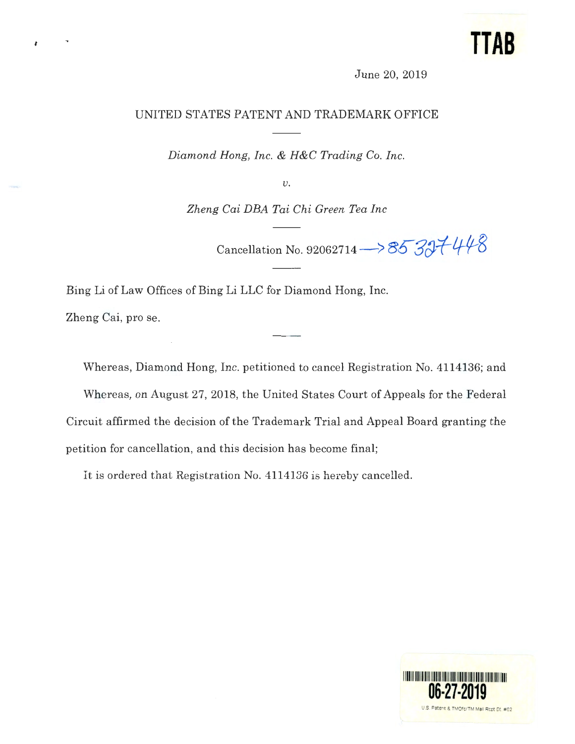**TTAB**

June 20, 2019

UNITED STATES PATENT AND TRADEMARK OFFICE

———

*Diamond Hong, Inc. & H&C Trading Co. Inc.*

*v.*

*Zheng Cai DBA Tai Chi Green Tea Inc*

———

Cancellation No. 92062714 ⟶ 85327448

———

Bing Li of Law Offices of Bing Li LLC for Diamond Hong, Inc.

Zheng Cai, pro se.

———

Whereas, Diamond Hong, Inc. petitioned to cancel Registration No. 4114136; and

Whereas, on August 27, 2018, the United States Court of Appeals for the Federal Circuit affirmed the decision of the Trademark Trial and Appeal Board granting the petition for cancellation, and this decision has become final;

It is ordered that Registration No. 4114136 is hereby cancelled.

06-27-2019

U.S. Patent & TMOfc/TM Mail Rcpt Dt. #02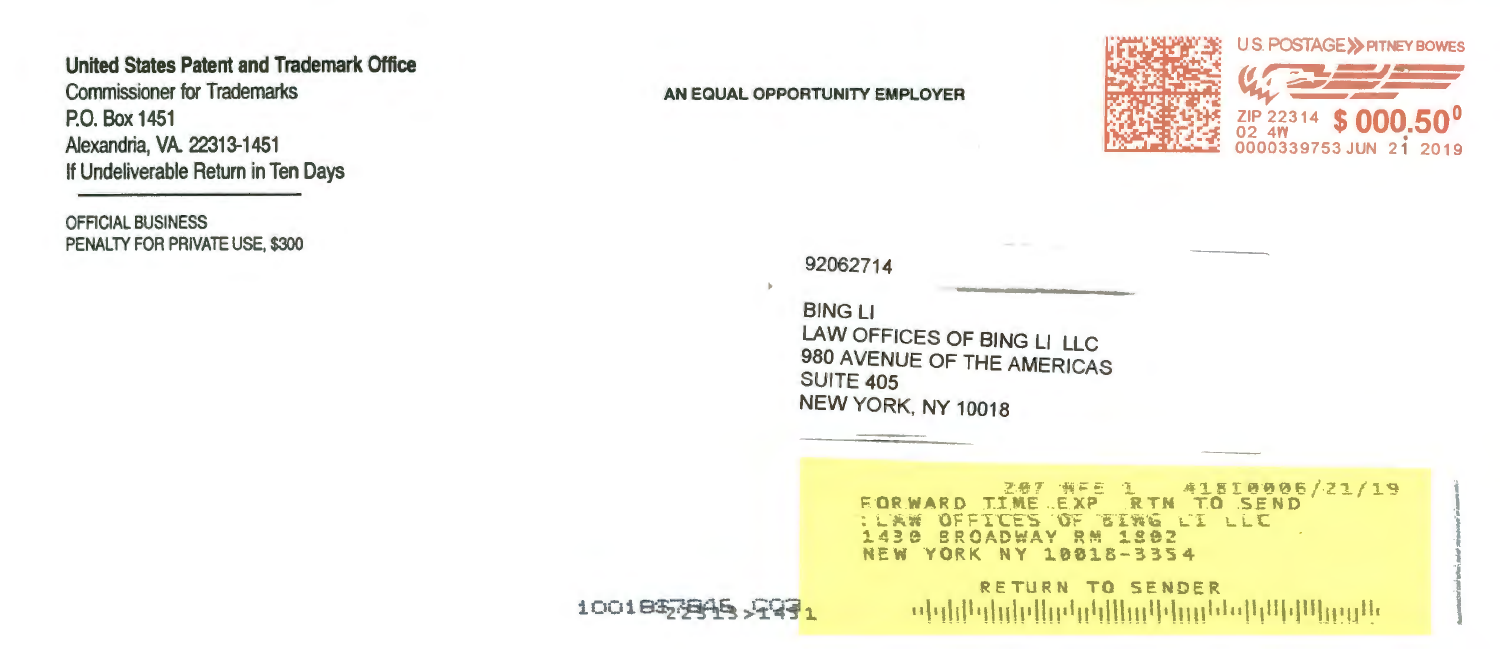**United States Patent and Trademark Office**
Commissioner for Trademarks
P.O. Box 1451
Alexandria, VA. 22313-1451
If Undeliverable Return in Ten Days

OFFICIAL BUSINESS
PENALTY FOR PRIVATE USE, $300

**AN EQUAL OPPORTUNITY EMPLOYER**

U.S. POSTAGE PITNEY BOWES
ZIP 22314 $ 000.50[0]
02 4W
0000339753 JUN 21 2019

92062714

BING LI
LAW OFFICES OF BING LI LLC
980 AVENUE OF THE AMERICAS
SUITE 405
NEW YORK, NY 10018

207 NFE 1 41810006/21/19
FORWARD TIME EXP RTN TO SEND
:LAW OFFICES OF BING LI LLC
1430 BROADWAY RM 1802
NEW YORK NY 10018-3354

RETURN TO SENDER

10018378445 22313>1451